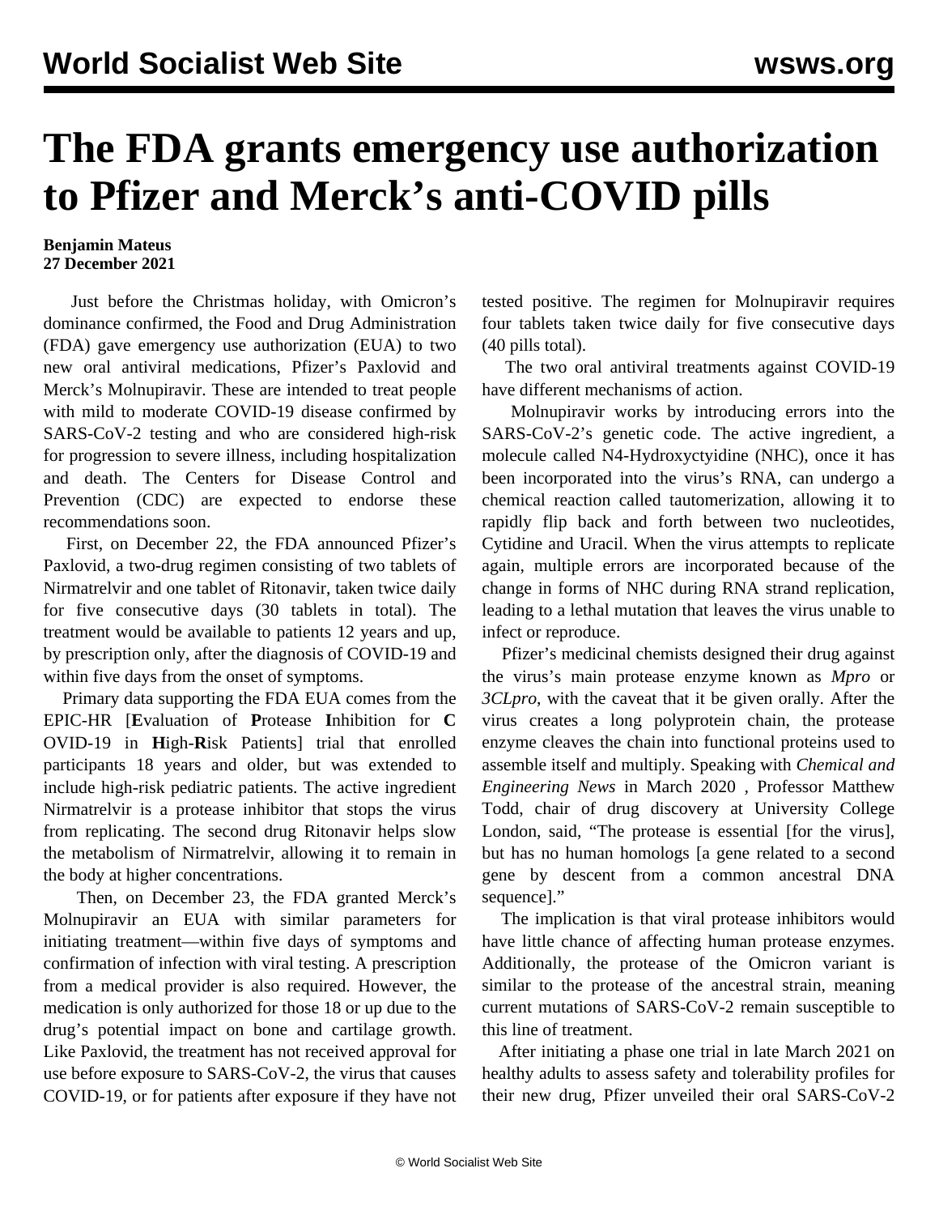# The FDA grants emergency use authorization to Pfizer and Merck's anti-COVID pills

**Benjamin Mateus**
**27 December 2021**

Just before the Christmas holiday, with Omicron's dominance confirmed, the Food and Drug Administration (FDA) gave emergency use authorization (EUA) to two new oral antiviral medications, Pfizer's Paxlovid and Merck's Molnupiravir. These are intended to treat people with mild to moderate COVID-19 disease confirmed by SARS-CoV-2 testing and who are considered high-risk for progression to severe illness, including hospitalization and death. The Centers for Disease Control and Prevention (CDC) are expected to endorse these recommendations soon.

First, on December 22, the FDA announced Pfizer's Paxlovid, a two-drug regimen consisting of two tablets of Nirmatrelvir and one tablet of Ritonavir, taken twice daily for five consecutive days (30 tablets in total). The treatment would be available to patients 12 years and up, by prescription only, after the diagnosis of COVID-19 and within five days from the onset of symptoms.

Primary data supporting the FDA EUA comes from the EPIC-HR [**E**valuation of **P**rotease **I**nhibition for **C** OVID-19 in **H**igh-**R**isk Patients] trial that enrolled participants 18 years and older, but was extended to include high-risk pediatric patients. The active ingredient Nirmatrelvir is a protease inhibitor that stops the virus from replicating. The second drug Ritonavir helps slow the metabolism of Nirmatrelvir, allowing it to remain in the body at higher concentrations.

Then, on December 23, the FDA granted Merck's Molnupiravir an EUA with similar parameters for initiating treatment—within five days of symptoms and confirmation of infection with viral testing. A prescription from a medical provider is also required. However, the medication is only authorized for those 18 or up due to the drug's potential impact on bone and cartilage growth. Like Paxlovid, the treatment has not received approval for use before exposure to SARS-CoV-2, the virus that causes COVID-19, or for patients after exposure if they have not tested positive. The regimen for Molnupiravir requires four tablets taken twice daily for five consecutive days (40 pills total).

The two oral antiviral treatments against COVID-19 have different mechanisms of action.

Molnupiravir works by introducing errors into the SARS-CoV-2's genetic code. The active ingredient, a molecule called N4-Hydroxyctyidine (NHC), once it has been incorporated into the virus's RNA, can undergo a chemical reaction called tautomerization, allowing it to rapidly flip back and forth between two nucleotides, Cytidine and Uracil. When the virus attempts to replicate again, multiple errors are incorporated because of the change in forms of NHC during RNA strand replication, leading to a lethal mutation that leaves the virus unable to infect or reproduce.

Pfizer's medicinal chemists designed their drug against the virus's main protease enzyme known as *Mpro* or *3CLpro*, with the caveat that it be given orally. After the virus creates a long polyprotein chain, the protease enzyme cleaves the chain into functional proteins used to assemble itself and multiply. Speaking with *Chemical and Engineering News* in March 2020 , Professor Matthew Todd, chair of drug discovery at University College London, said, "The protease is essential [for the virus], but has no human homologs [a gene related to a second gene by descent from a common ancestral DNA sequence]."

The implication is that viral protease inhibitors would have little chance of affecting human protease enzymes. Additionally, the protease of the Omicron variant is similar to the protease of the ancestral strain, meaning current mutations of SARS-CoV-2 remain susceptible to this line of treatment.

After initiating a phase one trial in late March 2021 on healthy adults to assess safety and tolerability profiles for their new drug, Pfizer unveiled their oral SARS-CoV-2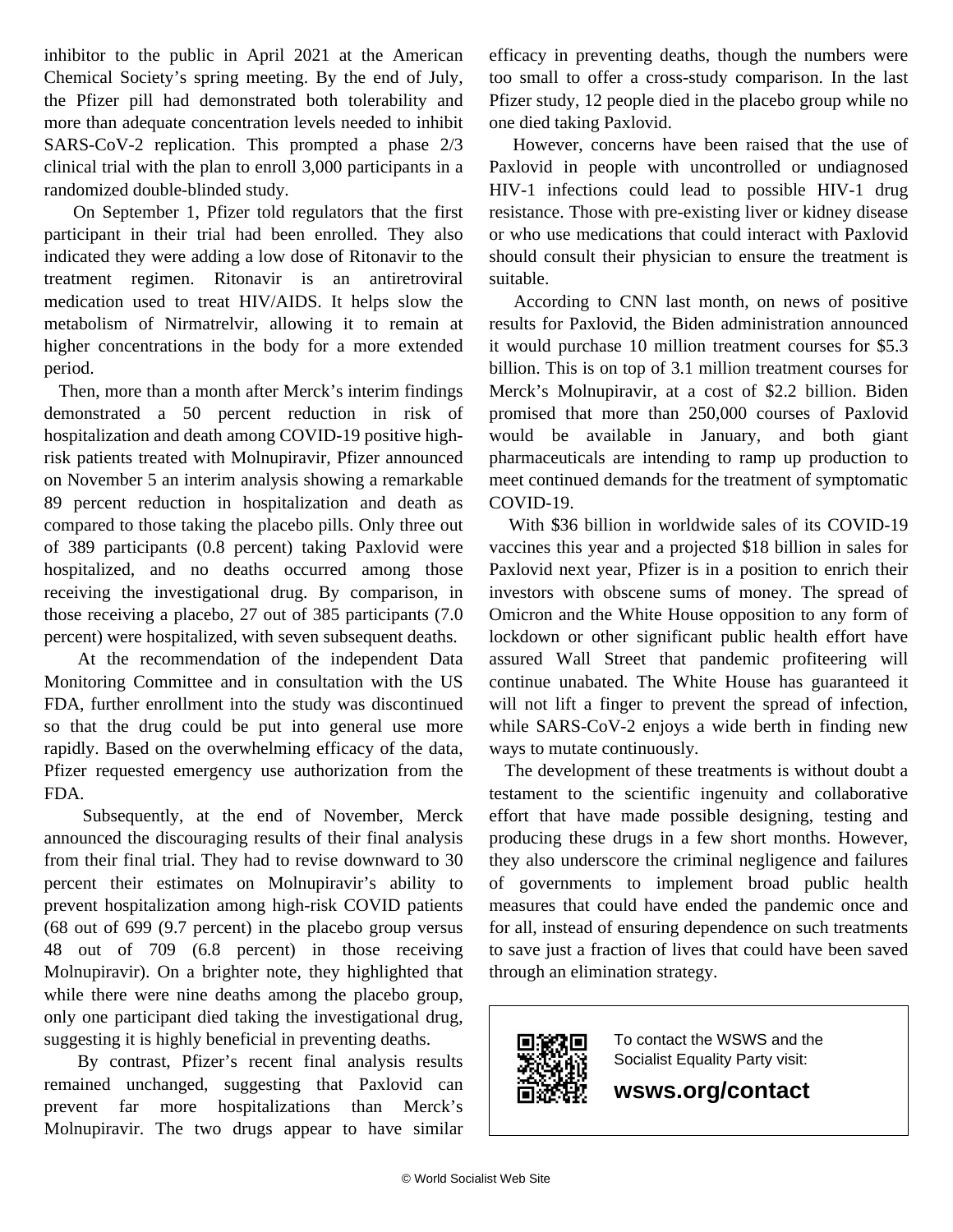inhibitor to the public in April 2021 at the American Chemical Society's spring meeting. By the end of July, the Pfizer pill had demonstrated both tolerability and more than adequate concentration levels needed to inhibit SARS-CoV-2 replication. This prompted a phase 2/3 clinical trial with the plan to enroll 3,000 participants in a randomized double-blinded study.

On September 1, Pfizer told regulators that the first participant in their trial had been enrolled. They also indicated they were adding a low dose of Ritonavir to the treatment regimen. Ritonavir is an antiretroviral medication used to treat HIV/AIDS. It helps slow the metabolism of Nirmatrelvir, allowing it to remain at higher concentrations in the body for a more extended period.

Then, more than a month after Merck's interim findings demonstrated a 50 percent reduction in risk of hospitalization and death among COVID-19 positive high-risk patients treated with Molnupiravir, Pfizer announced on November 5 an interim analysis showing a remarkable 89 percent reduction in hospitalization and death as compared to those taking the placebo pills. Only three out of 389 participants (0.8 percent) taking Paxlovid were hospitalized, and no deaths occurred among those receiving the investigational drug. By comparison, in those receiving a placebo, 27 out of 385 participants (7.0 percent) were hospitalized, with seven subsequent deaths.

At the recommendation of the independent Data Monitoring Committee and in consultation with the US FDA, further enrollment into the study was discontinued so that the drug could be put into general use more rapidly. Based on the overwhelming efficacy of the data, Pfizer requested emergency use authorization from the FDA.

Subsequently, at the end of November, Merck announced the discouraging results of their final analysis from their final trial. They had to revise downward to 30 percent their estimates on Molnupiravir's ability to prevent hospitalization among high-risk COVID patients (68 out of 699 (9.7 percent) in the placebo group versus 48 out of 709 (6.8 percent) in those receiving Molnupiravir). On a brighter note, they highlighted that while there were nine deaths among the placebo group, only one participant died taking the investigational drug, suggesting it is highly beneficial in preventing deaths.

By contrast, Pfizer's recent final analysis results remained unchanged, suggesting that Paxlovid can prevent far more hospitalizations than Merck's Molnupiravir. The two drugs appear to have similar efficacy in preventing deaths, though the numbers were too small to offer a cross-study comparison. In the last Pfizer study, 12 people died in the placebo group while no one died taking Paxlovid.

However, concerns have been raised that the use of Paxlovid in people with uncontrolled or undiagnosed HIV-1 infections could lead to possible HIV-1 drug resistance. Those with pre-existing liver or kidney disease or who use medications that could interact with Paxlovid should consult their physician to ensure the treatment is suitable.

According to CNN last month, on news of positive results for Paxlovid, the Biden administration announced it would purchase 10 million treatment courses for $5.3 billion. This is on top of 3.1 million treatment courses for Merck's Molnupiravir, at a cost of $2.2 billion. Biden promised that more than 250,000 courses of Paxlovid would be available in January, and both giant pharmaceuticals are intending to ramp up production to meet continued demands for the treatment of symptomatic COVID-19.

With $36 billion in worldwide sales of its COVID-19 vaccines this year and a projected $18 billion in sales for Paxlovid next year, Pfizer is in a position to enrich their investors with obscene sums of money. The spread of Omicron and the White House opposition to any form of lockdown or other significant public health effort have assured Wall Street that pandemic profiteering will continue unabated. The White House has guaranteed it will not lift a finger to prevent the spread of infection, while SARS-CoV-2 enjoys a wide berth in finding new ways to mutate continuously.

The development of these treatments is without doubt a testament to the scientific ingenuity and collaborative effort that have made possible designing, testing and producing these drugs in a few short months. However, they also underscore the criminal negligence and failures of governments to implement broad public health measures that could have ended the pandemic once and for all, instead of ensuring dependence on such treatments to save just a fraction of lives that could have been saved through an elimination strategy.

To contact the WSWS and the Socialist Equality Party visit:

**wsws.org/contact**